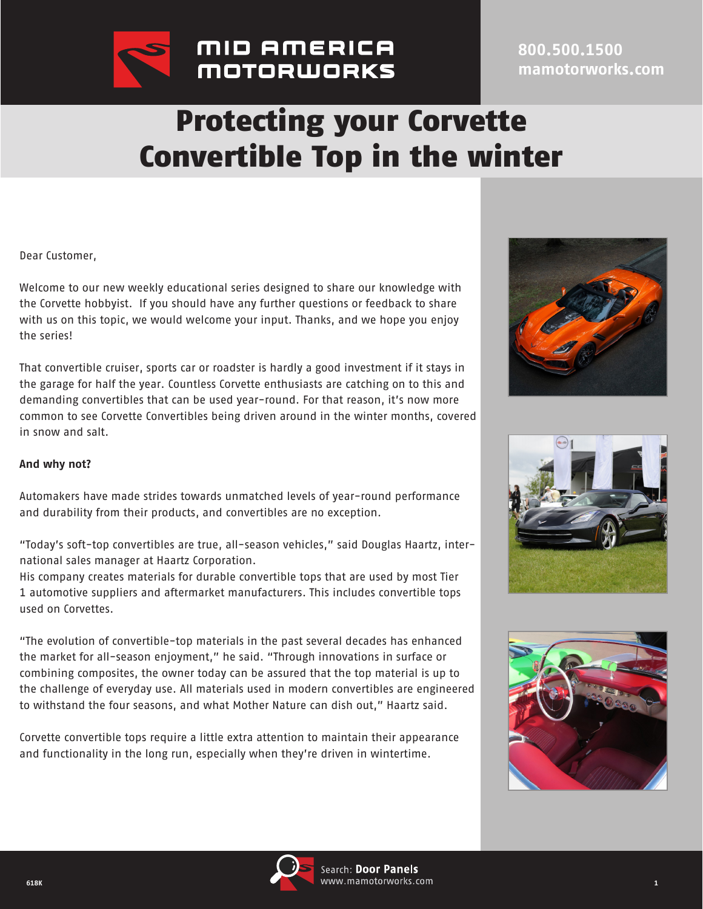# Protecting your Corvette Convertible Top in the winter

Dear Customer,

Welcome to our new weekly educational series designed to share our knowledge with the Corvette hobbyist. If you should have any further questions or feedback to share with us on this topic, we would welcome your input. Thanks, and we hope you enjoy the series!

That convertible cruiser, sports car or roadster is hardly a good investment if it stays in the garage for half the year. Countless Corvette enthusiasts are catching on to this and demanding convertibles that can be used year-round. For that reason, it's now more common to see Corvette Convertibles being driven around in the winter months, covered in snow and salt.

**And why not?**

Automakers have made strides towards unmatched levels of year-round performance and durability from their products, and convertibles are no exception.

"Today's soft-top convertibles are true, all-season vehicles," said Douglas Haartz, international sales manager at Haartz Corporation.
His company creates materials for durable convertible tops that are used by most Tier 1 automotive suppliers and aftermarket manufacturers. This includes convertible tops used on Corvettes.

"The evolution of convertible-top materials in the past several decades has enhanced the market for all-season enjoyment," he said. "Through innovations in surface or combining composites, the owner today can be assured that the top material is up to the challenge of everyday use. All materials used in modern convertibles are engineered to withstand the four seasons, and what Mother Nature can dish out," Haartz said.

Corvette convertible tops require a little extra attention to maintain their appearance and functionality in the long run, especially when they're driven in wintertime.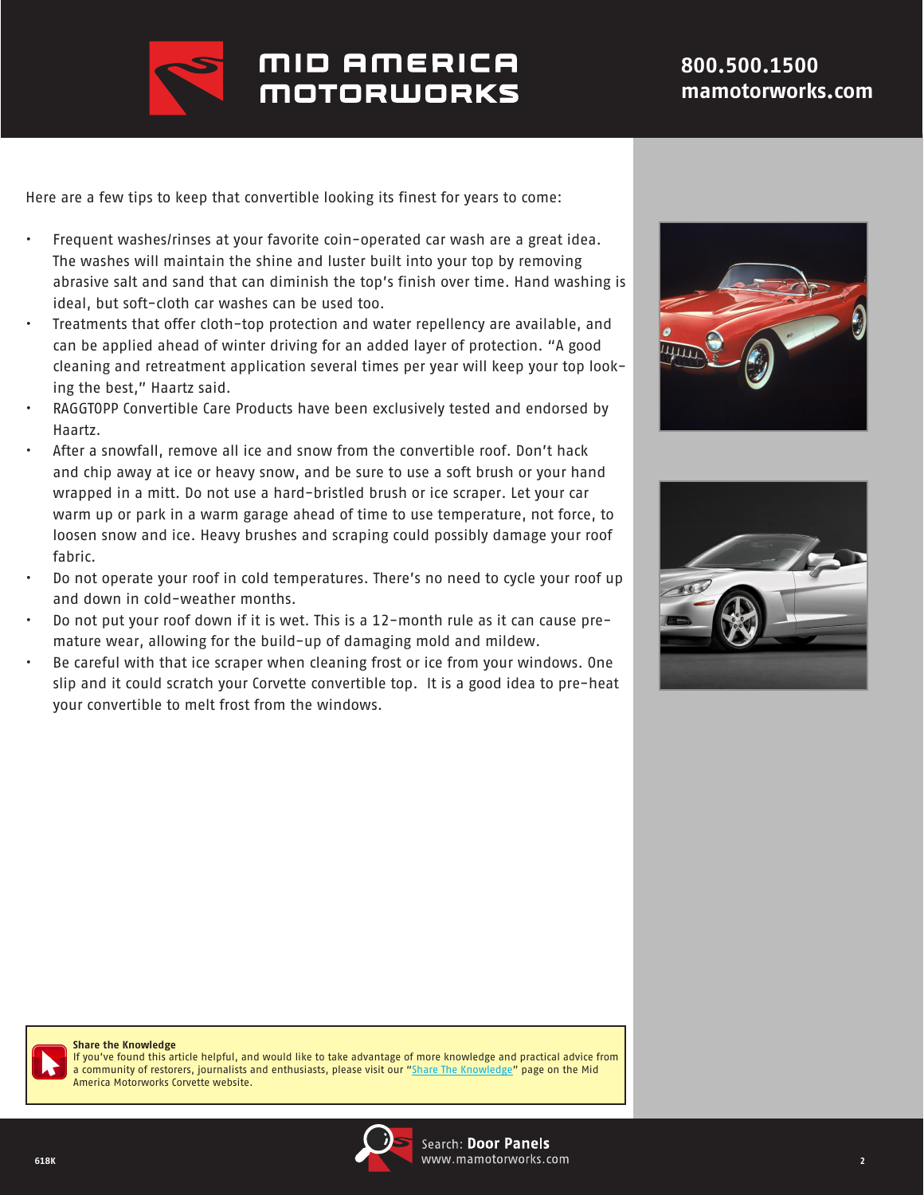Here are a few tips to keep that convertible looking its finest for years to come:

- Frequent washes/rinses at your favorite coin-operated car wash are a great idea. The washes will maintain the shine and luster built into your top by removing abrasive salt and sand that can diminish the top's finish over time. Hand washing is ideal, but soft-cloth car washes can be used too.
- Treatments that offer cloth-top protection and water repellency are available, and can be applied ahead of winter driving for an added layer of protection. "A good cleaning and retreatment application several times per year will keep your top looking the best," Haartz said.
- RAGGTOPP Convertible Care Products have been exclusively tested and endorsed by Haartz.
- After a snowfall, remove all ice and snow from the convertible roof. Don't hack and chip away at ice or heavy snow, and be sure to use a soft brush or your hand wrapped in a mitt. Do not use a hard-bristled brush or ice scraper. Let your car warm up or park in a warm garage ahead of time to use temperature, not force, to loosen snow and ice. Heavy brushes and scraping could possibly damage your roof fabric.
- Do not operate your roof in cold temperatures. There's no need to cycle your roof up and down in cold-weather months.
- Do not put your roof down if it is wet. This is a 12-month rule as it can cause premature wear, allowing for the build-up of damaging mold and mildew.
- Be careful with that ice scraper when cleaning frost or ice from your windows. One slip and it could scratch your Corvette convertible top. It is a good idea to pre-heat your convertible to melt frost from the windows.

**Share the Knowledge**
If you've found this article helpful, and would like to take advantage of more knowledge and practical advice from a community of restorers, journalists and enthusiasts, please visit our "Share The Knowledge" page on the Mid America Motorworks Corvette website.

Search: **Door Panels**
www.mamotorworks.com

618K